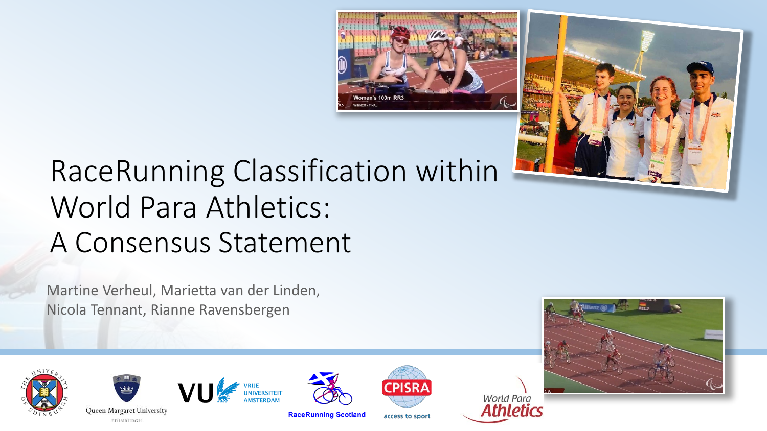# RaceRunning Classification within World Para Athletics: A Consensus Statement

Martine Verheul, Marietta van der Linden, Nicola Tennant, Rianne Ravensbergen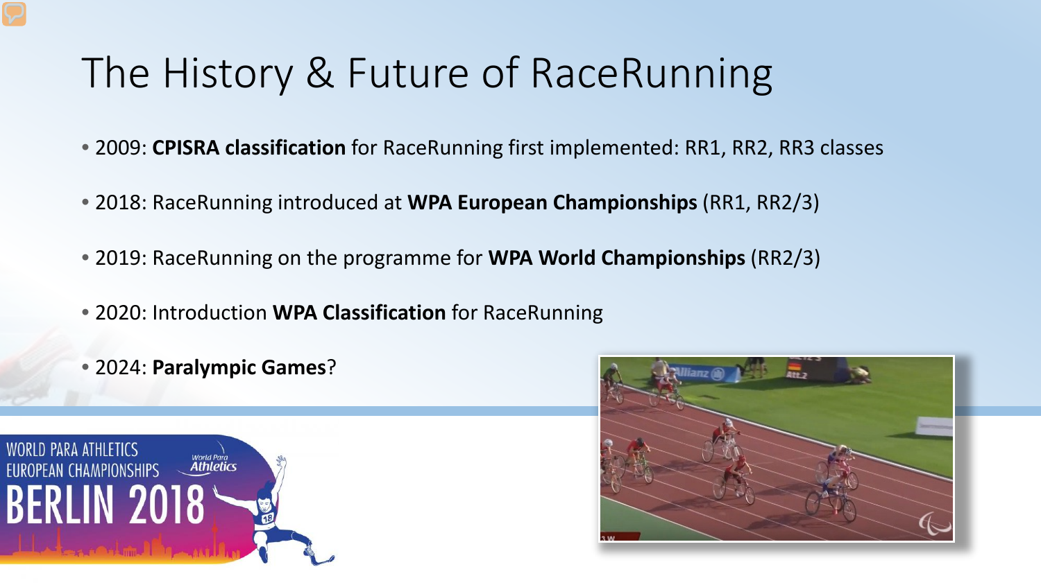# The History & Future of RaceRunning

- 2009: **CPISRA classification** for RaceRunning first implemented: RR1, RR2, RR3 classes
- 2018: RaceRunning introduced at **WPA European Championships** (RR1, RR2/3)
- 2019: RaceRunning on the programme for **WPA World Championships** (RR2/3)
- 2020: Introduction **WPA Classification** for RaceRunning
- 2024: **Paralympic Games**?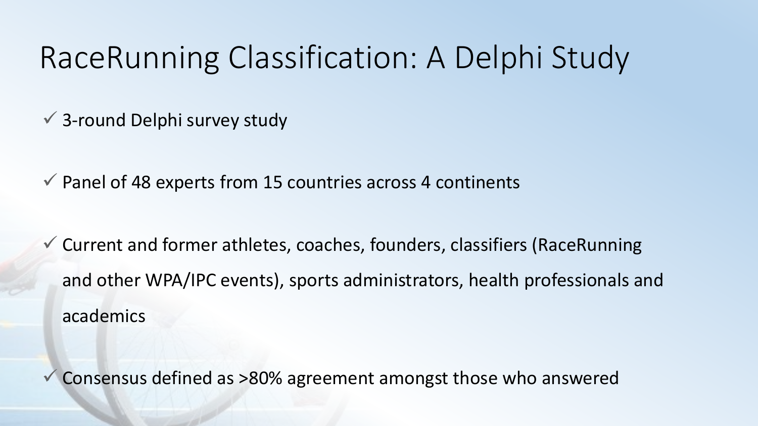# RaceRunning Classification: A Delphi Study

- ✓ 3-round Delphi survey study
- ✓ Panel of 48 experts from 15 countries across 4 continents
- ✓ Current and former athletes, coaches, founders, classifiers (RaceRunning and other WPA/IPC events), sports administrators, health professionals and academics
- ✓ Consensus defined as >80% agreement amongst those who answered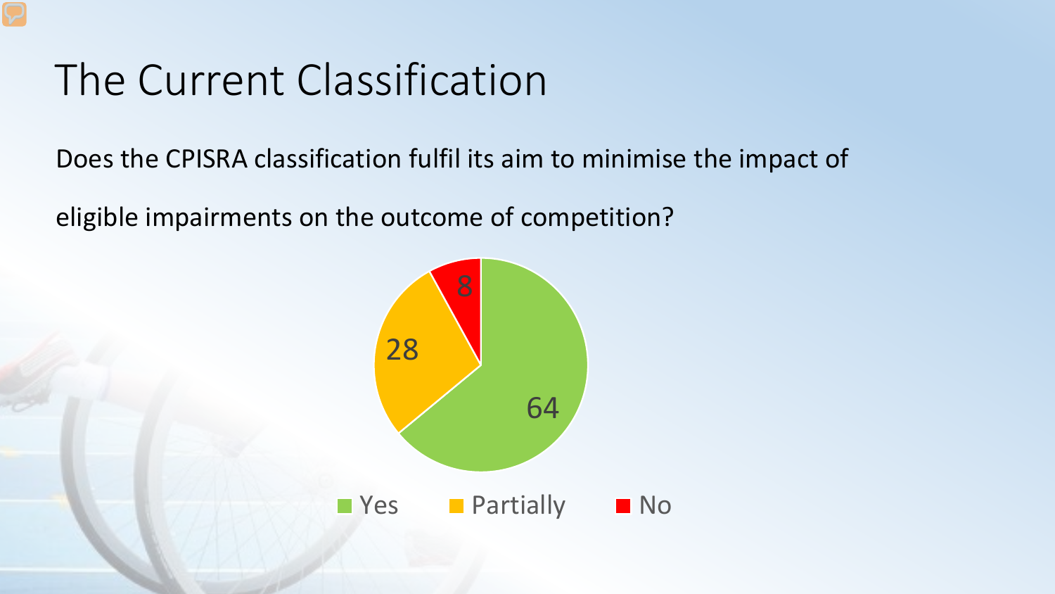# The Current Classification

Does the CPISRA classification fulfil its aim to minimise the impact of eligible impairments on the outcome of competition?

| Response | Value |
| --- | --- |
| Yes | 64 |
| Partially | 28 |
| No | 8 |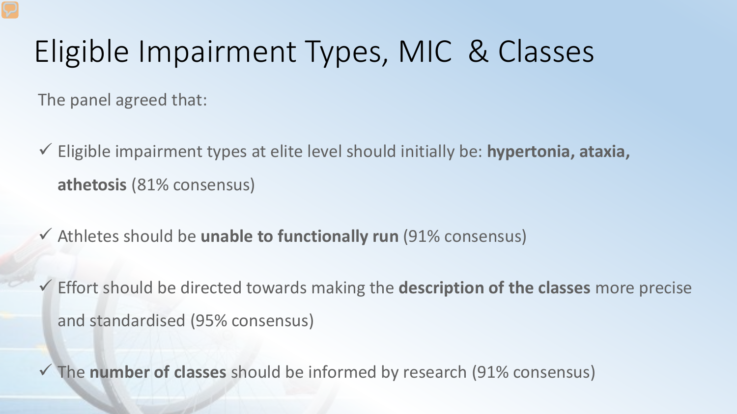# Eligible Impairment Types, MIC & Classes

The panel agreed that:

- ✓ Eligible impairment types at elite level should initially be: **hypertonia, ataxia, athetosis** (81% consensus)
- ✓ Athletes should be **unable to functionally run** (91% consensus)
- ✓ Effort should be directed towards making the **description of the classes** more precise and standardised (95% consensus)
- ✓ The **number of classes** should be informed by research (91% consensus)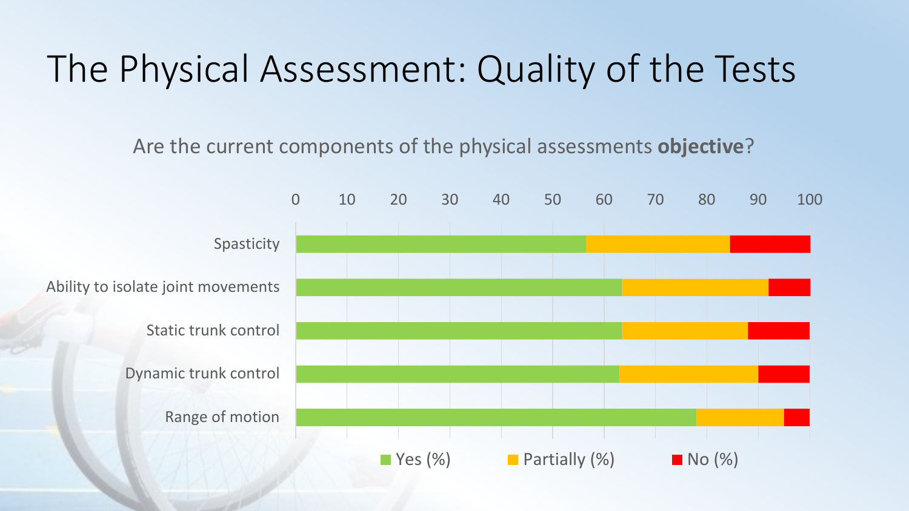# The Physical Assessment: Quality of the Tests

Are the current components of the physical assessments **objective**?

Spasticity

Ability to isolate joint movements

Static trunk control

Dynamic trunk control

Range of motion

0 10 20 30 40 50 60 70 80 90 100

Yes (%) Partially (%) No (%)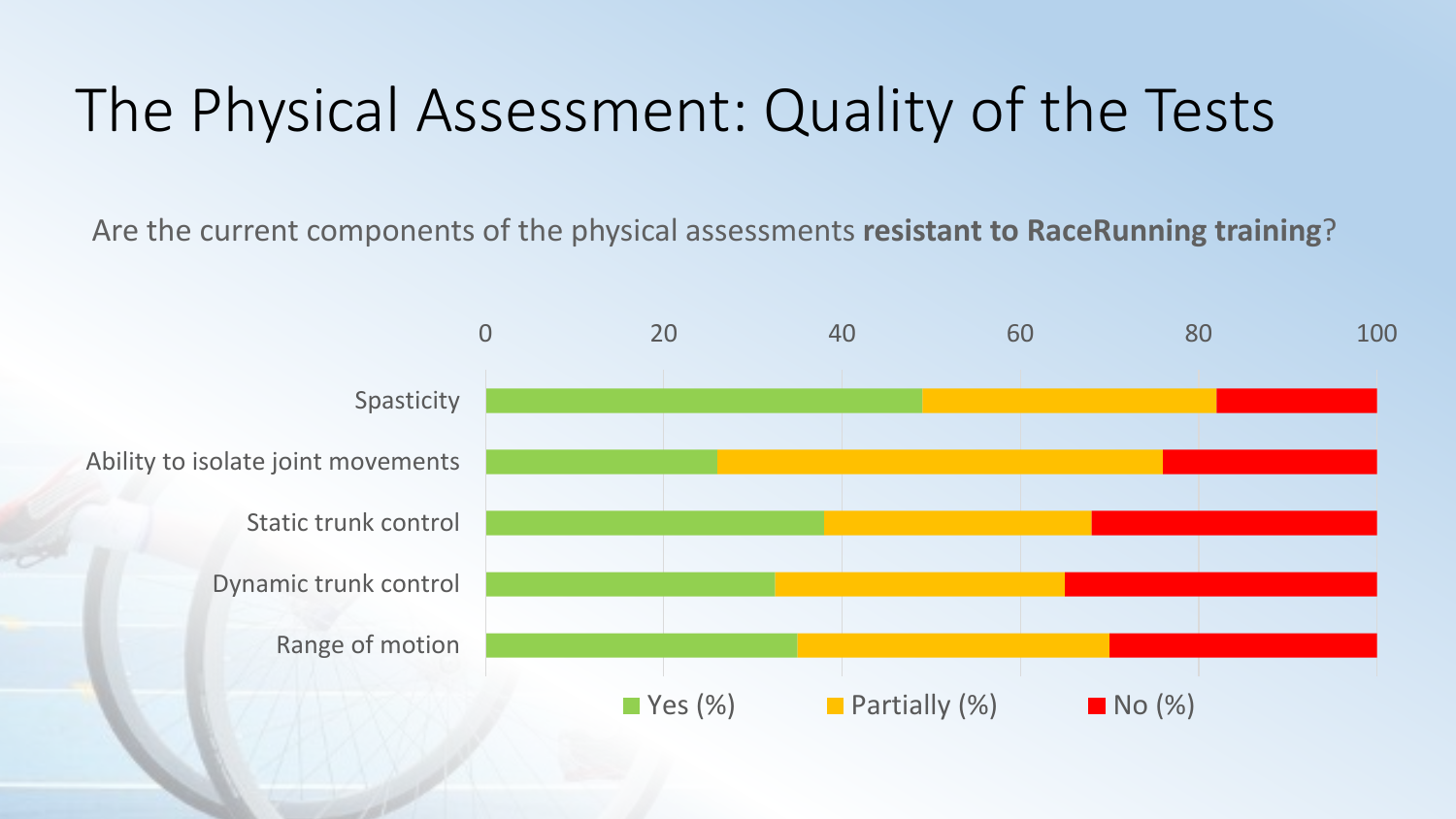# The Physical Assessment: Quality of the Tests

Are the current components of the physical assessments **resistant to RaceRunning training**?

| | Yes (%) | Partially (%) | No (%) |
|---|---|---|---|
| Spasticity | | | |
| Ability to isolate joint movements | | | |
| Static trunk control | | | |
| Dynamic trunk control | | | |
| Range of motion | | | |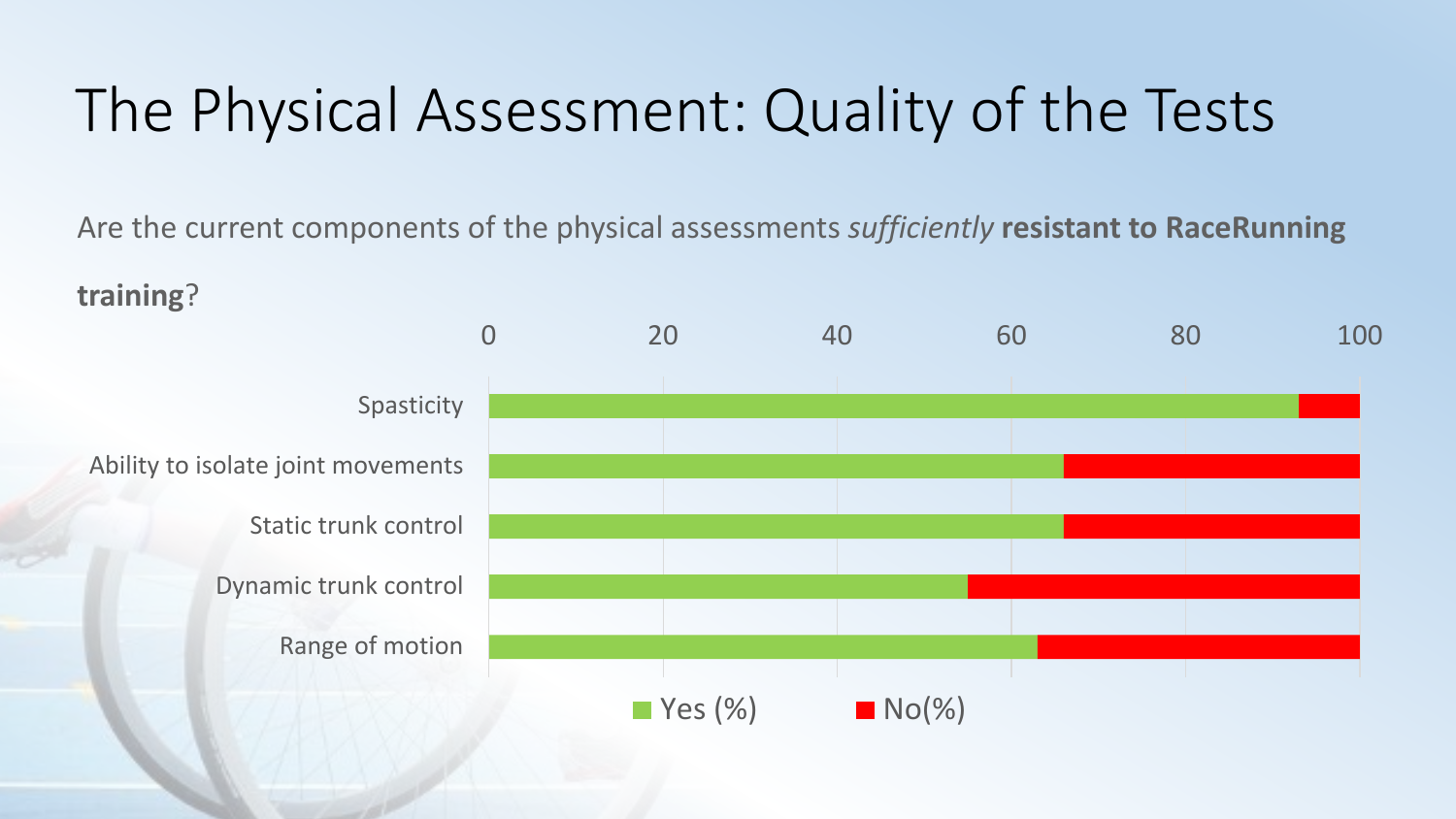# The Physical Assessment: Quality of the Tests

Are the current components of the physical assessments *sufficiently* **resistant to RaceRunning training**?

0 20 40 60 80 100

Spasticity

Ability to isolate joint movements

Static trunk control

Dynamic trunk control

Range of motion

Yes (%) No(%)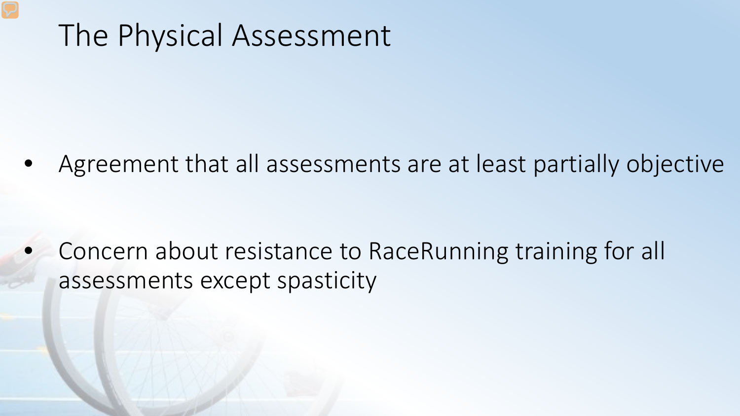# The Physical Assessment

- Agreement that all assessments are at least partially objective
- Concern about resistance to RaceRunning training for all assessments except spasticity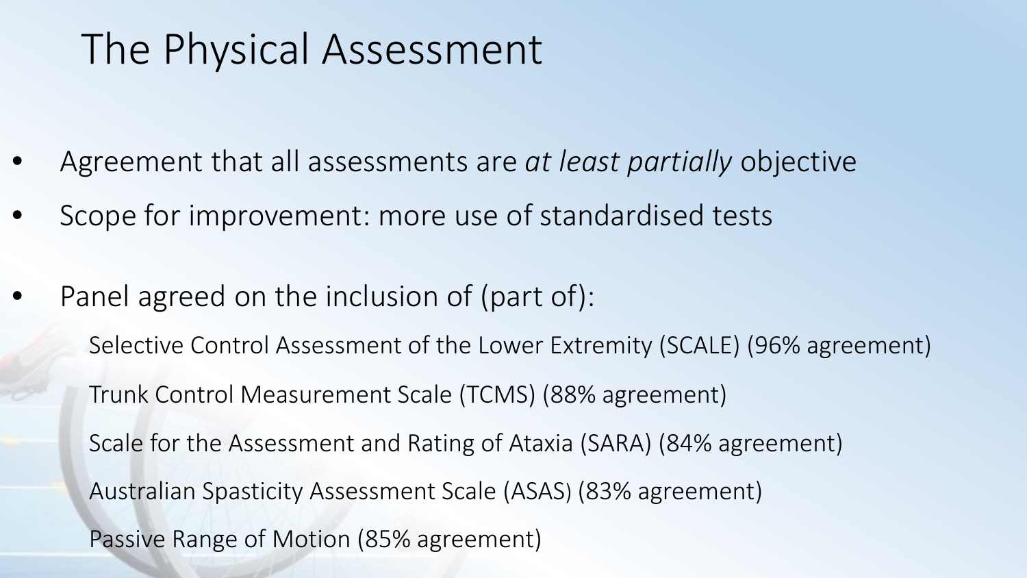# The Physical Assessment

- Agreement that all assessments are *at least partially* objective
- Scope for improvement: more use of standardised tests
- Panel agreed on the inclusion of (part of):
  - Selective Control Assessment of the Lower Extremity (SCALE) (96% agreement)
  - Trunk Control Measurement Scale (TCMS) (88% agreement)
  - Scale for the Assessment and Rating of Ataxia (SARA) (84% agreement)
  - Australian Spasticity Assessment Scale (ASAS) (83% agreement)
  - Passive Range of Motion (85% agreement)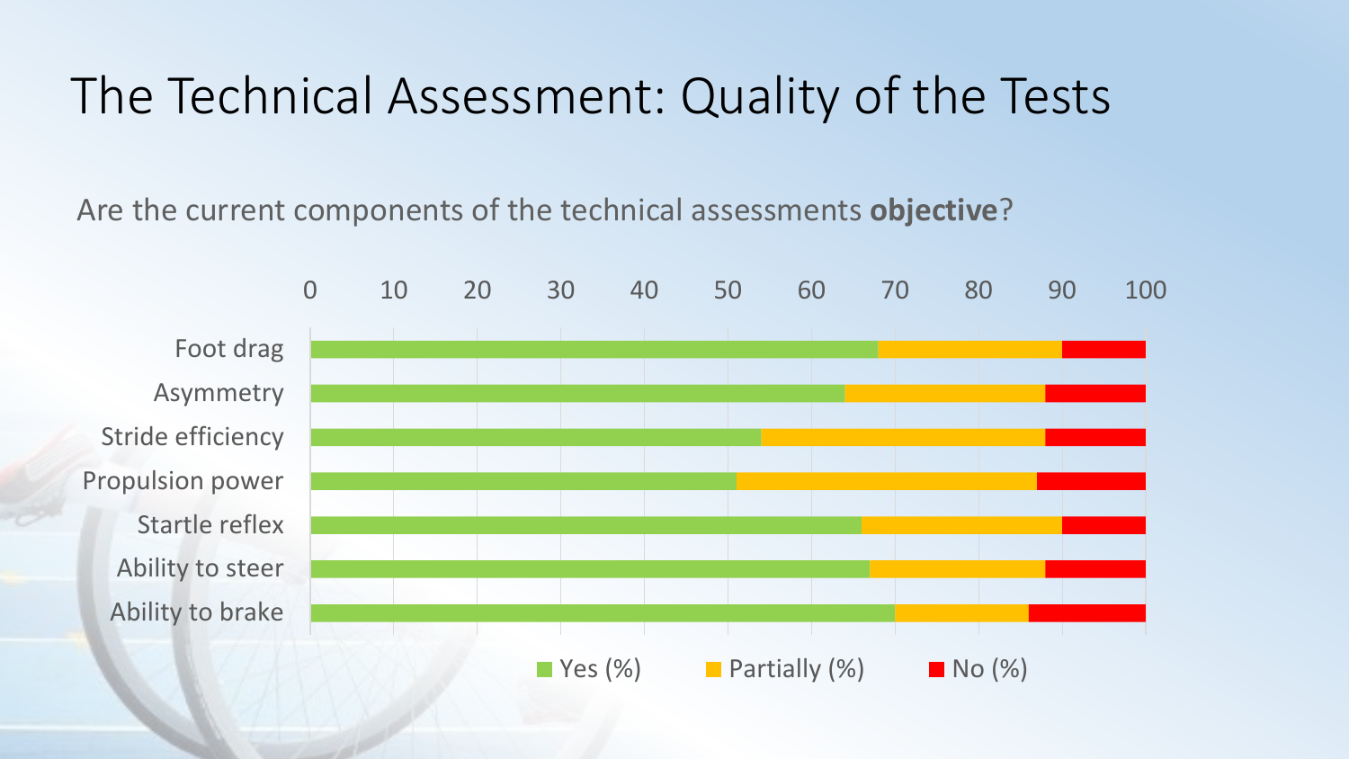# The Technical Assessment: Quality of the Tests

Are the current components of the technical assessments **objective**?

| | Yes (%) | Partially (%) | No (%) |
|---|---|---|---|
| Foot drag | 68 | 22 | 10 |
| Asymmetry | 64 | 24 | 12 |
| Stride efficiency | 54 | 34 | 12 |
| Propulsion power | 51 | 36 | 13 |
| Startle reflex | 66 | 24 | 10 |
| Ability to steer | 67 | 21 | 12 |
| Ability to brake | 70 | 16 | 14 |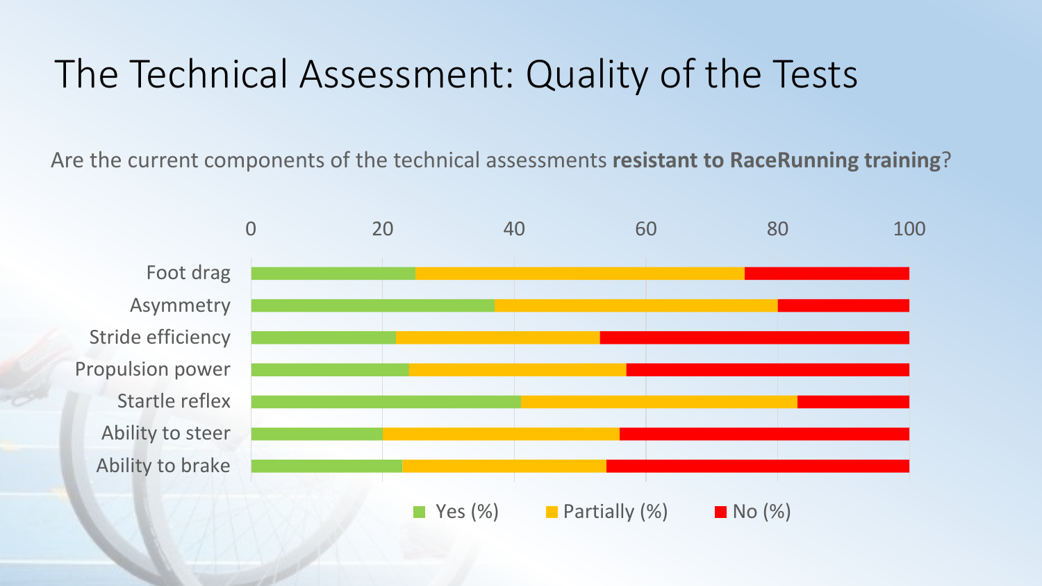# The Technical Assessment: Quality of the Tests

Are the current components of the technical assessments **resistant to RaceRunning training**?

| | Yes (%) | Partially (%) | No (%) |
|---|---|---|---|
| Foot drag | 25 | 50 | 25 |
| Asymmetry | 37 | 43 | 20 |
| Stride efficiency | 22 | 31 | 47 |
| Propulsion power | 24 | 33 | 43 |
| Startle reflex | 41 | 42 | 17 |
| Ability to steer | 20 | 36 | 44 |
| Ability to brake | 23 | 31 | 46 |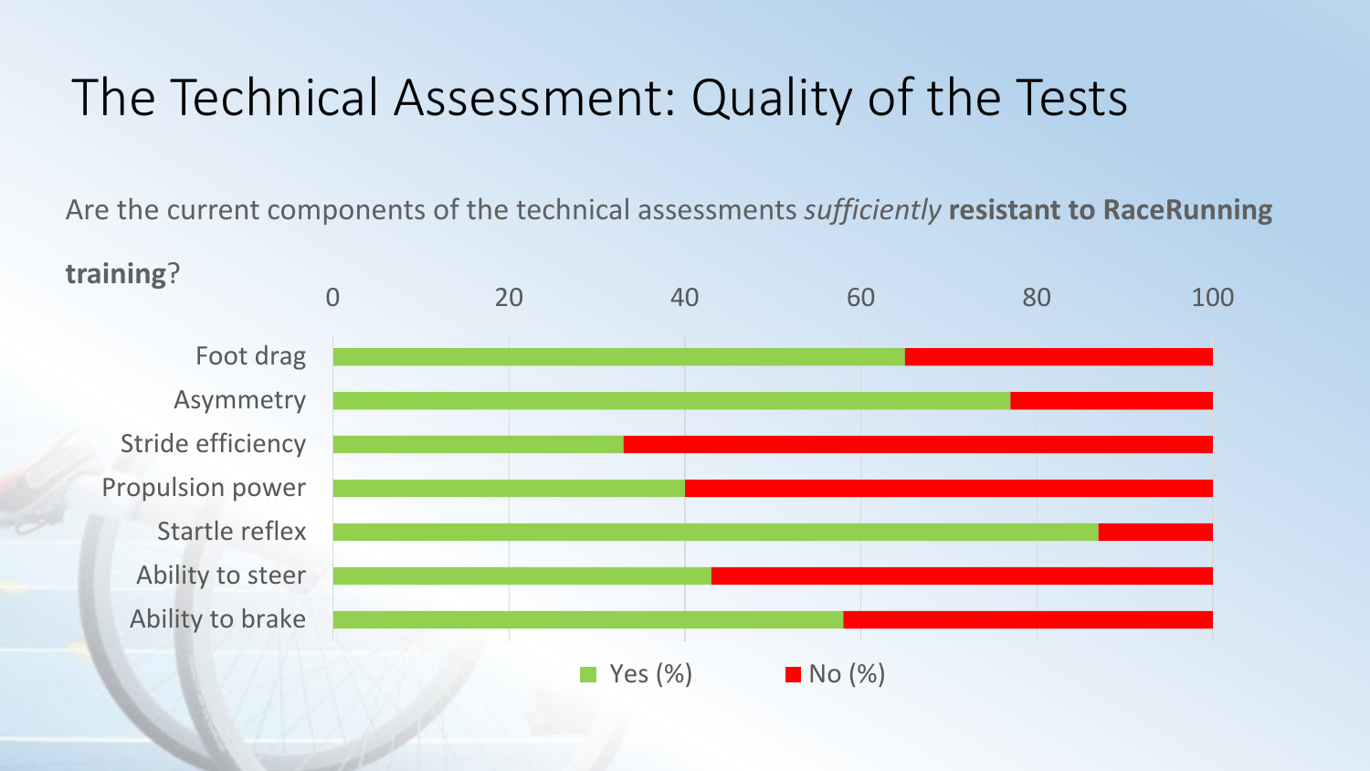# The Technical Assessment: Quality of the Tests

Are the current components of the technical assessments *sufficiently* **resistant to RaceRunning training**?

| Component | Yes (%) | No (%) |
|---|---|---|
| Foot drag | 65 | 35 |
| Asymmetry | 77 | 23 |
| Stride efficiency | 33 | 67 |
| Propulsion power | 40 | 60 |
| Startle reflex | 87 | 13 |
| Ability to steer | 43 | 57 |
| Ability to brake | 58 | 42 |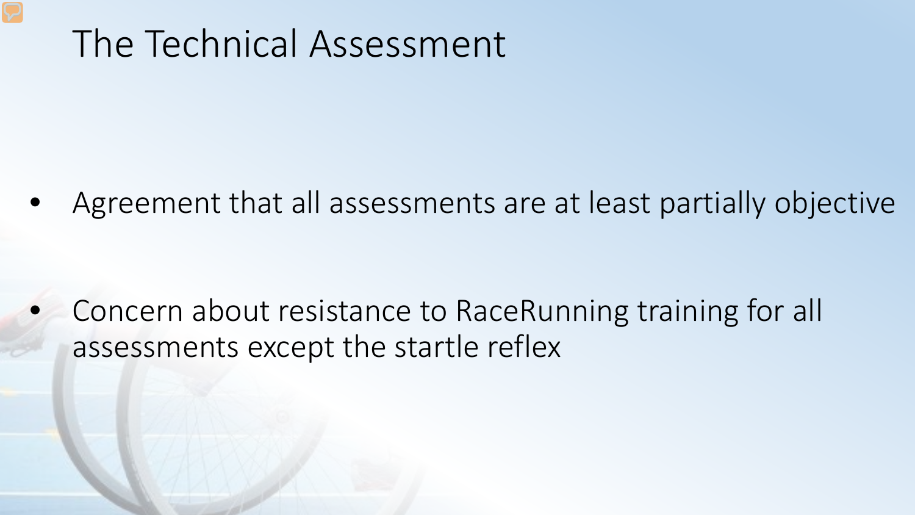# The Technical Assessment

- Agreement that all assessments are at least partially objective
- Concern about resistance to RaceRunning training for all assessments except the startle reflex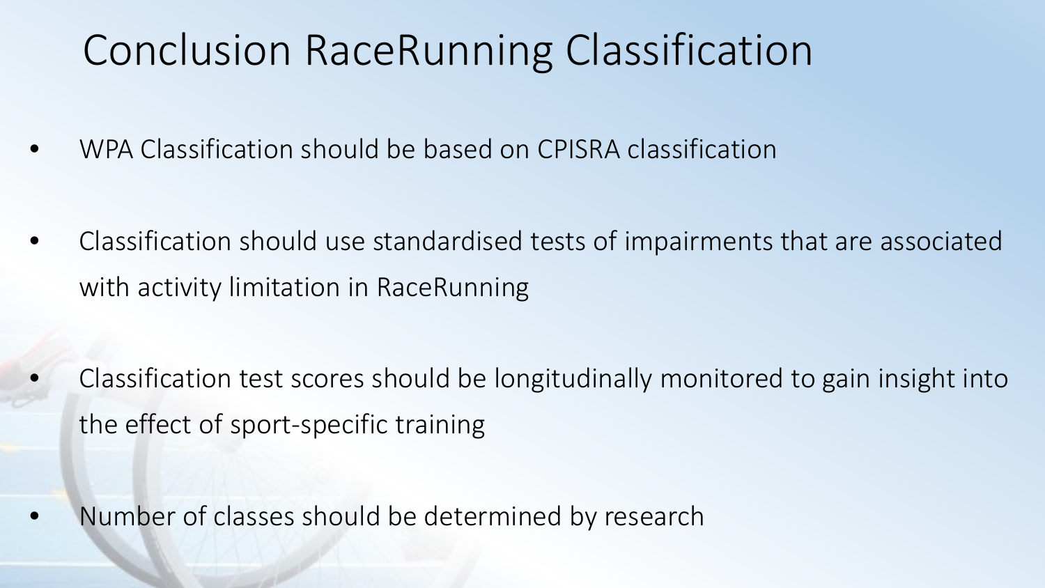# Conclusion RaceRunning Classification

- WPA Classification should be based on CPISRA classification
- Classification should use standardised tests of impairments that are associated with activity limitation in RaceRunning
- Classification test scores should be longitudinally monitored to gain insight into the effect of sport-specific training
- Number of classes should be determined by research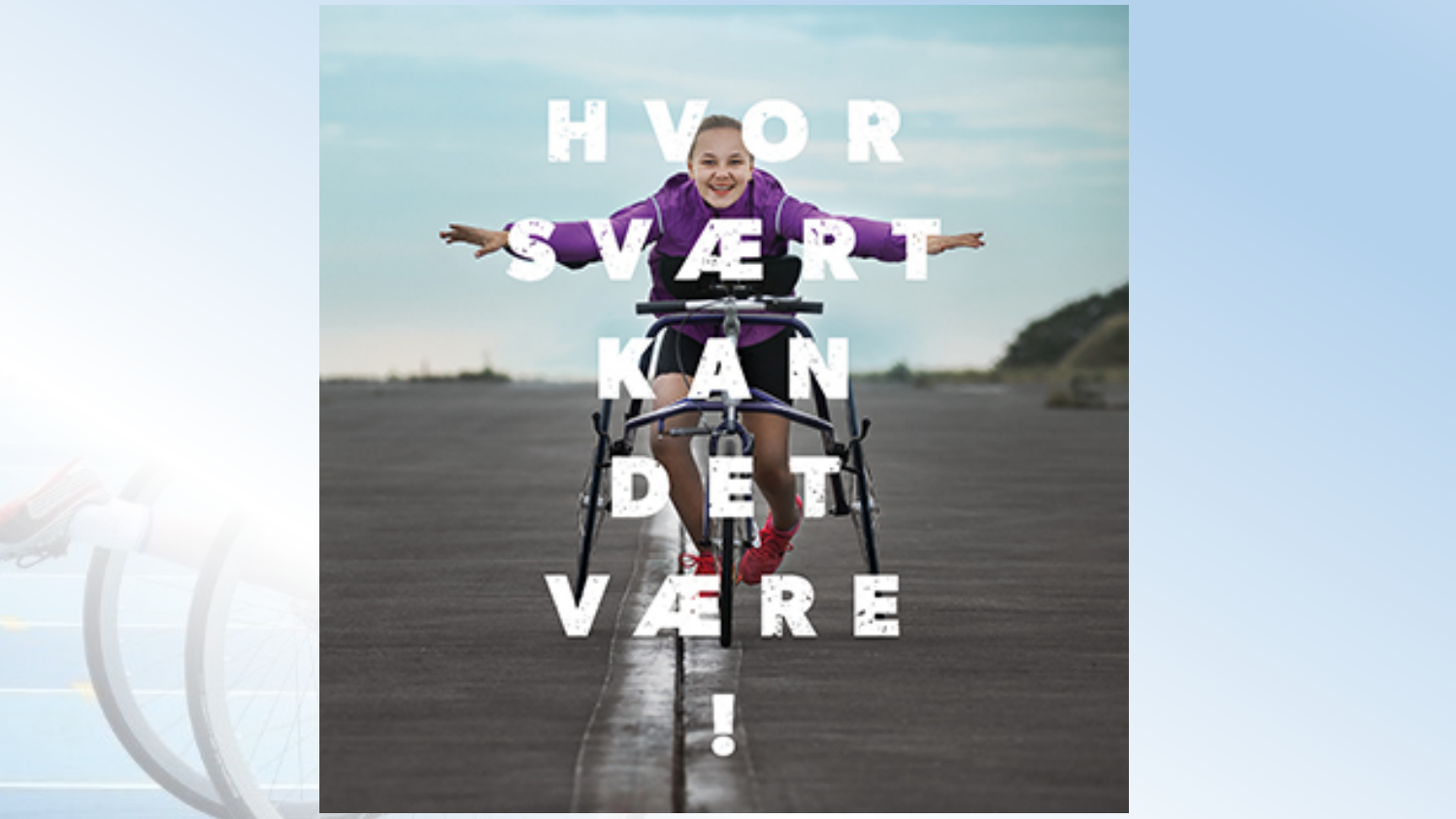# HVOR SVÆRT KAN DET VÆRE !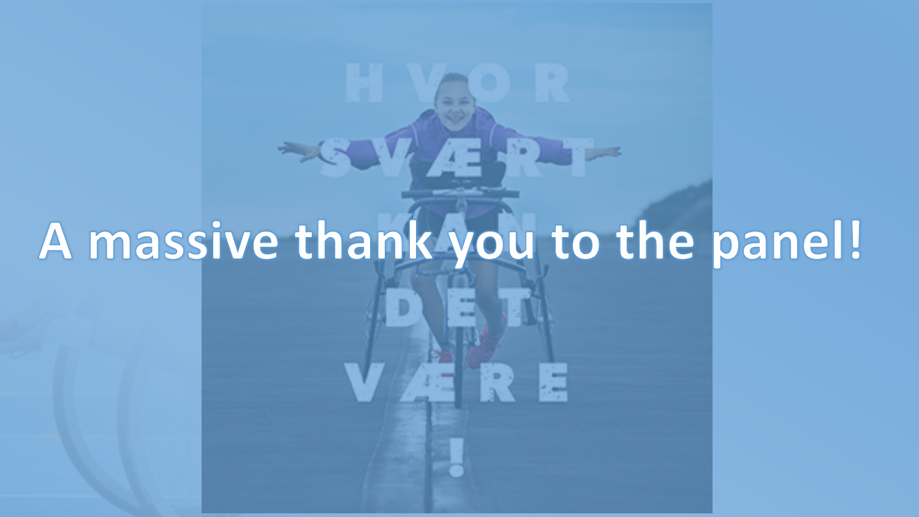# A massive thank you to the panel!

HVOR SVÆRT KAN DET VÆRE !